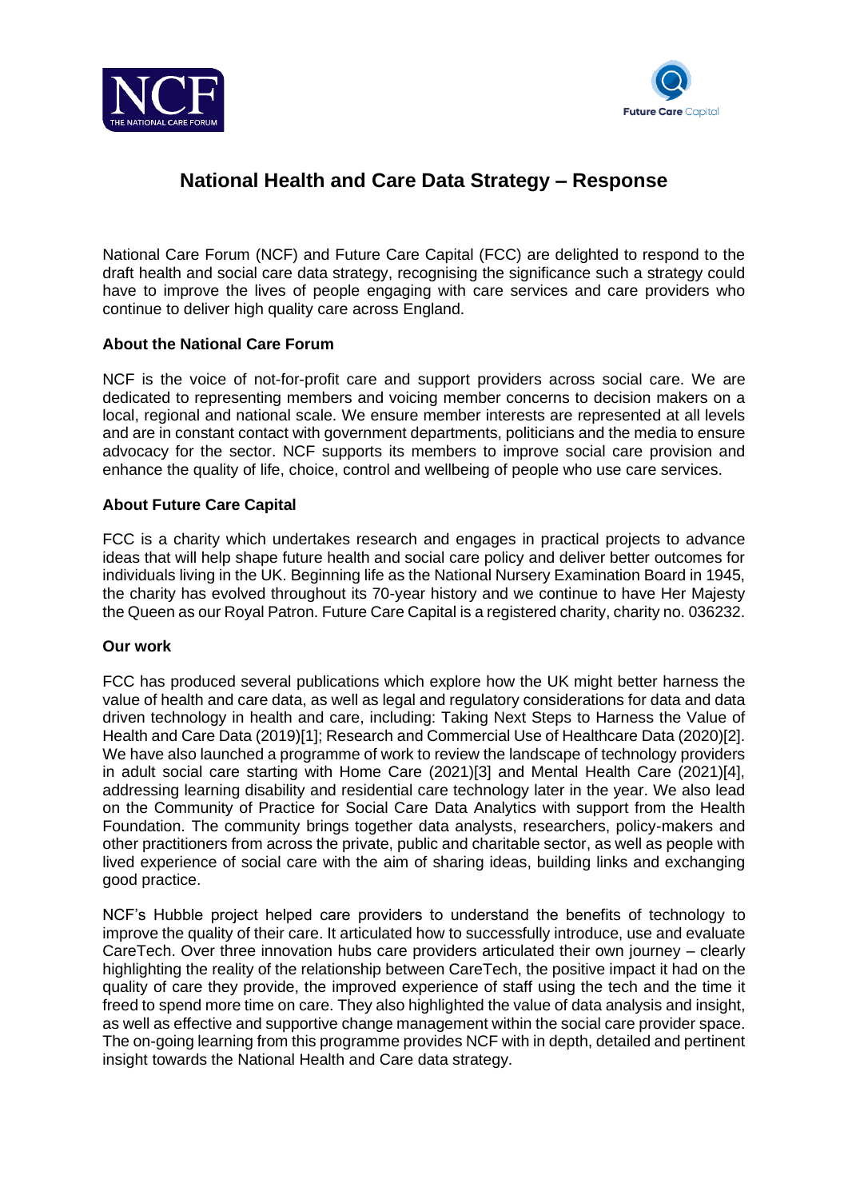# National Health and Care Data Strategy – Response

National Care Forum (NCF) and Future Care Capital (FCC) are delighted to respond to the draft health and social care data strategy, recognising the significance such a strategy could have to improve the lives of people engaging with care services and care providers who continue to deliver high quality care across England.

**About the National Care Forum**

NCF is the voice of not-for-profit care and support providers across social care. We are dedicated to representing members and voicing member concerns to decision makers on a local, regional and national scale. We ensure member interests are represented at all levels and are in constant contact with government departments, politicians and the media to ensure advocacy for the sector. NCF supports its members to improve social care provision and enhance the quality of life, choice, control and wellbeing of people who use care services.

**About Future Care Capital**

FCC is a charity which undertakes research and engages in practical projects to advance ideas that will help shape future health and social care policy and deliver better outcomes for individuals living in the UK. Beginning life as the National Nursery Examination Board in 1945, the charity has evolved throughout its 70-year history and we continue to have Her Majesty the Queen as our Royal Patron. Future Care Capital is a registered charity, charity no. 036232.

**Our work**

FCC has produced several publications which explore how the UK might better harness the value of health and care data, as well as legal and regulatory considerations for data and data driven technology in health and care, including: Taking Next Steps to Harness the Value of Health and Care Data (2019)[1]; Research and Commercial Use of Healthcare Data (2020)[2]. We have also launched a programme of work to review the landscape of technology providers in adult social care starting with Home Care (2021)[3] and Mental Health Care (2021)[4], addressing learning disability and residential care technology later in the year. We also lead on the Community of Practice for Social Care Data Analytics with support from the Health Foundation. The community brings together data analysts, researchers, policy-makers and other practitioners from across the private, public and charitable sector, as well as people with lived experience of social care with the aim of sharing ideas, building links and exchanging good practice.

NCF's Hubble project helped care providers to understand the benefits of technology to improve the quality of their care. It articulated how to successfully introduce, use and evaluate CareTech. Over three innovation hubs care providers articulated their own journey – clearly highlighting the reality of the relationship between CareTech, the positive impact it had on the quality of care they provide, the improved experience of staff using the tech and the time it freed to spend more time on care. They also highlighted the value of data analysis and insight, as well as effective and supportive change management within the social care provider space. The on-going learning from this programme provides NCF with in depth, detailed and pertinent insight towards the National Health and Care data strategy.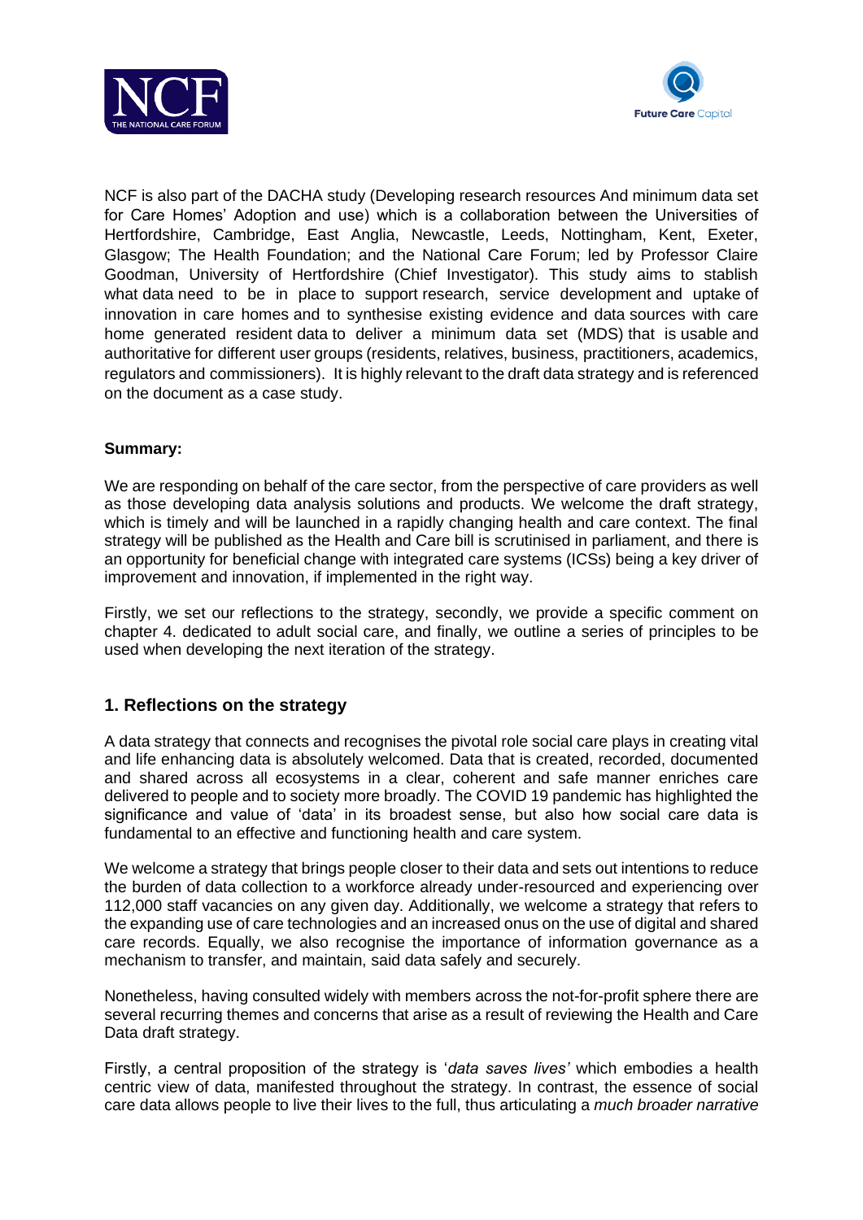NCF is also part of the DACHA study (Developing research resources And minimum data set for Care Homes' Adoption and use) which is a collaboration between the Universities of Hertfordshire, Cambridge, East Anglia, Newcastle, Leeds, Nottingham, Kent, Exeter, Glasgow; The Health Foundation; and the National Care Forum; led by Professor Claire Goodman, University of Hertfordshire (Chief Investigator). This study aims to stablish what data need to be in place to support research, service development and uptake of innovation in care homes and to synthesise existing evidence and data sources with care home generated resident data to deliver a minimum data set (MDS) that is usable and authoritative for different user groups (residents, relatives, business, practitioners, academics, regulators and commissioners). It is highly relevant to the draft data strategy and is referenced on the document as a case study.

**Summary:**

We are responding on behalf of the care sector, from the perspective of care providers as well as those developing data analysis solutions and products. We welcome the draft strategy, which is timely and will be launched in a rapidly changing health and care context. The final strategy will be published as the Health and Care bill is scrutinised in parliament, and there is an opportunity for beneficial change with integrated care systems (ICSs) being a key driver of improvement and innovation, if implemented in the right way.

Firstly, we set our reflections to the strategy, secondly, we provide a specific comment on chapter 4. dedicated to adult social care, and finally, we outline a series of principles to be used when developing the next iteration of the strategy.

## 1. Reflections on the strategy

A data strategy that connects and recognises the pivotal role social care plays in creating vital and life enhancing data is absolutely welcomed. Data that is created, recorded, documented and shared across all ecosystems in a clear, coherent and safe manner enriches care delivered to people and to society more broadly. The COVID 19 pandemic has highlighted the significance and value of 'data' in its broadest sense, but also how social care data is fundamental to an effective and functioning health and care system.

We welcome a strategy that brings people closer to their data and sets out intentions to reduce the burden of data collection to a workforce already under-resourced and experiencing over 112,000 staff vacancies on any given day. Additionally, we welcome a strategy that refers to the expanding use of care technologies and an increased onus on the use of digital and shared care records. Equally, we also recognise the importance of information governance as a mechanism to transfer, and maintain, said data safely and securely.

Nonetheless, having consulted widely with members across the not-for-profit sphere there are several recurring themes and concerns that arise as a result of reviewing the Health and Care Data draft strategy.

Firstly, a central proposition of the strategy is '*data saves lives'* which embodies a health centric view of data, manifested throughout the strategy. In contrast, the essence of social care data allows people to live their lives to the full, thus articulating a *much broader narrative*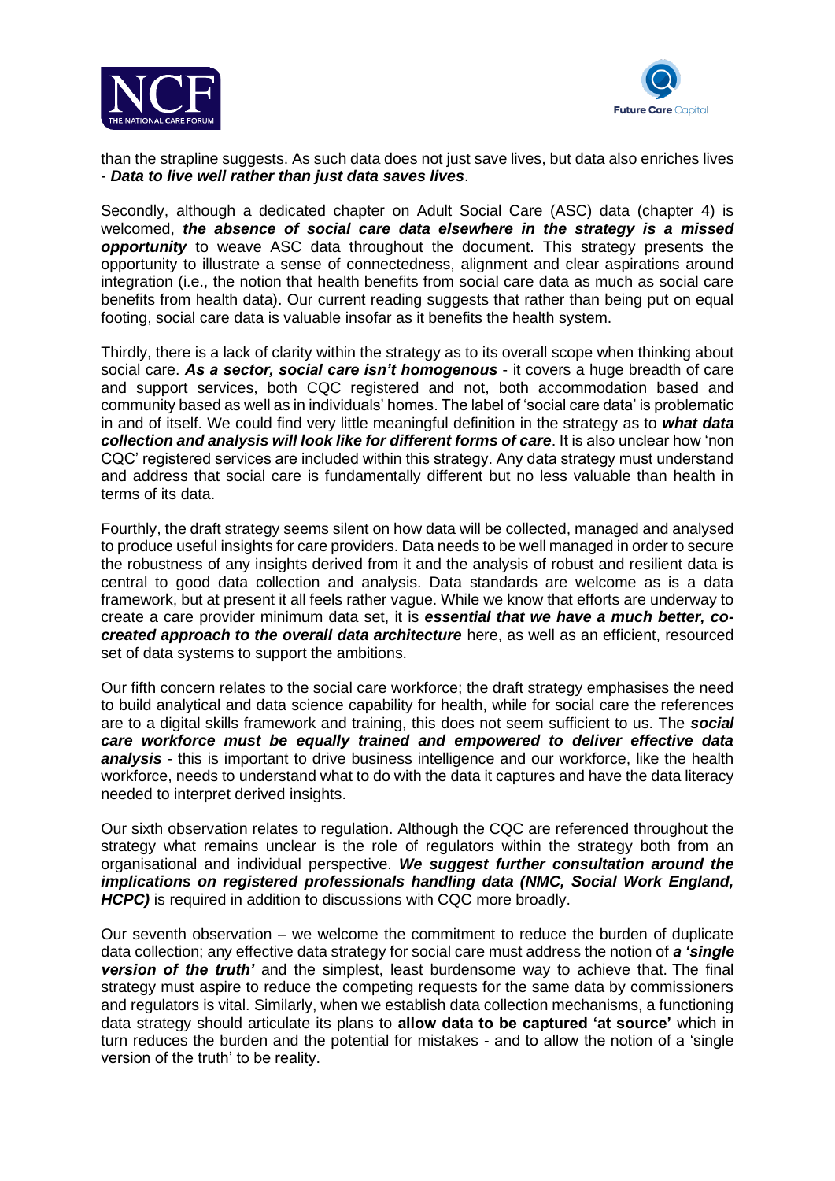than the strapline suggests. As such data does not just save lives, but data also enriches lives - ***Data to live well rather than just data saves lives***.

Secondly, although a dedicated chapter on Adult Social Care (ASC) data (chapter 4) is welcomed, ***the absence of social care data elsewhere in the strategy is a missed opportunity*** to weave ASC data throughout the document. This strategy presents the opportunity to illustrate a sense of connectedness, alignment and clear aspirations around integration (i.e., the notion that health benefits from social care data as much as social care benefits from health data). Our current reading suggests that rather than being put on equal footing, social care data is valuable insofar as it benefits the health system.

Thirdly, there is a lack of clarity within the strategy as to its overall scope when thinking about social care. ***As a sector, social care isn't homogenous*** - it covers a huge breadth of care and support services, both CQC registered and not, both accommodation based and community based as well as in individuals' homes. The label of 'social care data' is problematic in and of itself. We could find very little meaningful definition in the strategy as to ***what data collection and analysis will look like for different forms of care***. It is also unclear how 'non CQC' registered services are included within this strategy. Any data strategy must understand and address that social care is fundamentally different but no less valuable than health in terms of its data.

Fourthly, the draft strategy seems silent on how data will be collected, managed and analysed to produce useful insights for care providers. Data needs to be well managed in order to secure the robustness of any insights derived from it and the analysis of robust and resilient data is central to good data collection and analysis. Data standards are welcome as is a data framework, but at present it all feels rather vague. While we know that efforts are underway to create a care provider minimum data set, it is ***essential that we have a much better, co-created approach to the overall data architecture*** here, as well as an efficient, resourced set of data systems to support the ambitions.

Our fifth concern relates to the social care workforce; the draft strategy emphasises the need to build analytical and data science capability for health, while for social care the references are to a digital skills framework and training, this does not seem sufficient to us. The ***social care workforce must be equally trained and empowered to deliver effective data analysis*** - this is important to drive business intelligence and our workforce, like the health workforce, needs to understand what to do with the data it captures and have the data literacy needed to interpret derived insights.

Our sixth observation relates to regulation. Although the CQC are referenced throughout the strategy what remains unclear is the role of regulators within the strategy both from an organisational and individual perspective. ***We suggest further consultation around the implications on registered professionals handling data (NMC, Social Work England, HCPC)*** is required in addition to discussions with CQC more broadly.

Our seventh observation – we welcome the commitment to reduce the burden of duplicate data collection; any effective data strategy for social care must address the notion of ***a 'single version of the truth'*** and the simplest, least burdensome way to achieve that. The final strategy must aspire to reduce the competing requests for the same data by commissioners and regulators is vital. Similarly, when we establish data collection mechanisms, a functioning data strategy should articulate its plans to **allow data to be captured 'at source'** which in turn reduces the burden and the potential for mistakes - and to allow the notion of a 'single version of the truth' to be reality.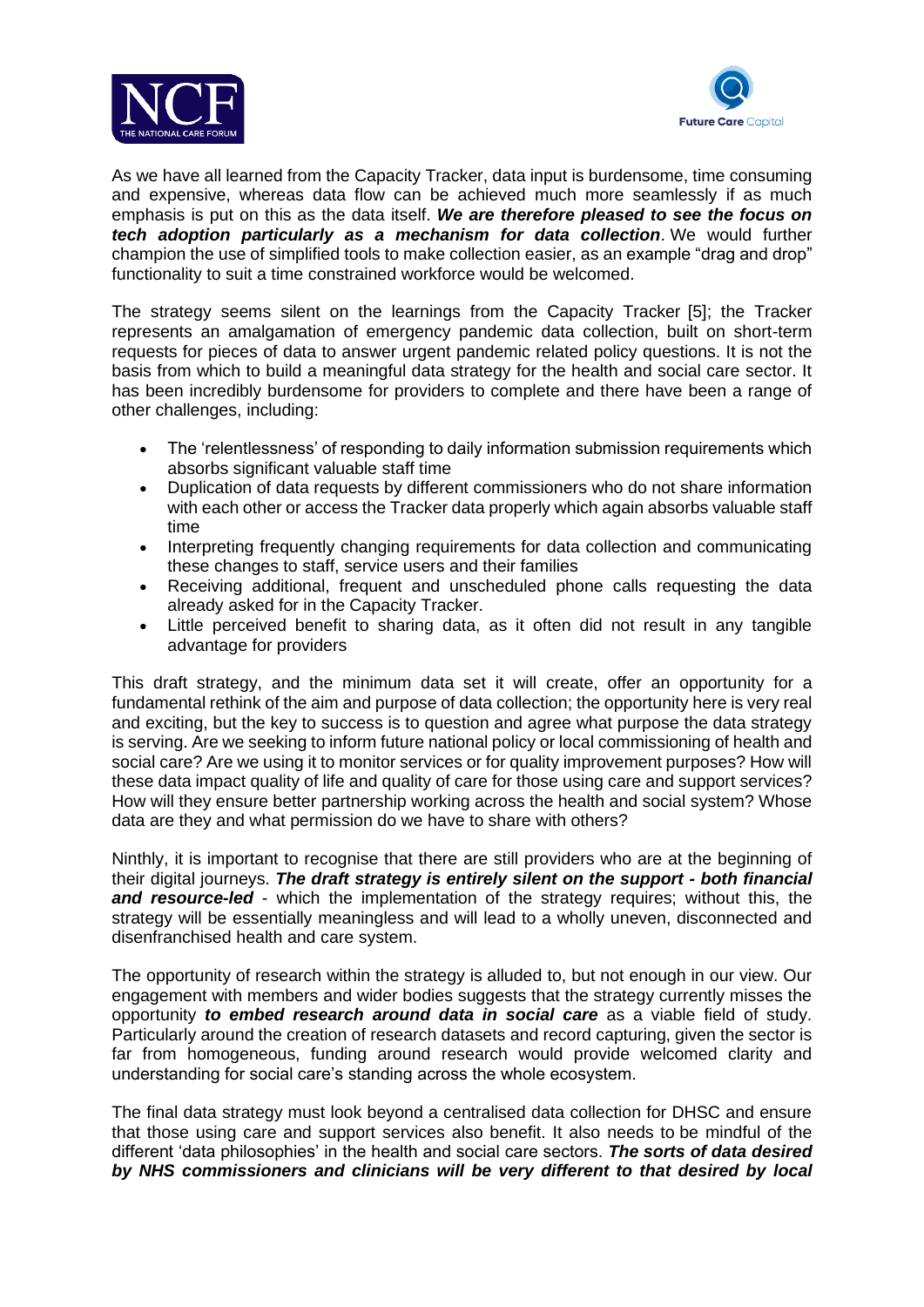As we have all learned from the Capacity Tracker, data input is burdensome, time consuming and expensive, whereas data flow can be achieved much more seamlessly if as much emphasis is put on this as the data itself. ***We are therefore pleased to see the focus on tech adoption particularly as a mechanism for data collection***. We would further champion the use of simplified tools to make collection easier, as an example "drag and drop" functionality to suit a time constrained workforce would be welcomed.

The strategy seems silent on the learnings from the Capacity Tracker [5]; the Tracker represents an amalgamation of emergency pandemic data collection, built on short-term requests for pieces of data to answer urgent pandemic related policy questions. It is not the basis from which to build a meaningful data strategy for the health and social care sector. It has been incredibly burdensome for providers to complete and there have been a range of other challenges, including:

- The 'relentlessness' of responding to daily information submission requirements which absorbs significant valuable staff time
- Duplication of data requests by different commissioners who do not share information with each other or access the Tracker data properly which again absorbs valuable staff time
- Interpreting frequently changing requirements for data collection and communicating these changes to staff, service users and their families
- Receiving additional, frequent and unscheduled phone calls requesting the data already asked for in the Capacity Tracker.
- Little perceived benefit to sharing data, as it often did not result in any tangible advantage for providers

This draft strategy, and the minimum data set it will create, offer an opportunity for a fundamental rethink of the aim and purpose of data collection; the opportunity here is very real and exciting, but the key to success is to question and agree what purpose the data strategy is serving. Are we seeking to inform future national policy or local commissioning of health and social care? Are we using it to monitor services or for quality improvement purposes? How will these data impact quality of life and quality of care for those using care and support services? How will they ensure better partnership working across the health and social system? Whose data are they and what permission do we have to share with others?

Ninthly, it is important to recognise that there are still providers who are at the beginning of their digital journeys. ***The draft strategy is entirely silent on the support - both financial and resource-led*** - which the implementation of the strategy requires; without this, the strategy will be essentially meaningless and will lead to a wholly uneven, disconnected and disenfranchised health and care system.

The opportunity of research within the strategy is alluded to, but not enough in our view. Our engagement with members and wider bodies suggests that the strategy currently misses the opportunity ***to embed research around data in social care*** as a viable field of study. Particularly around the creation of research datasets and record capturing, given the sector is far from homogeneous, funding around research would provide welcomed clarity and understanding for social care's standing across the whole ecosystem.

The final data strategy must look beyond a centralised data collection for DHSC and ensure that those using care and support services also benefit. It also needs to be mindful of the different 'data philosophies' in the health and social care sectors. ***The sorts of data desired by NHS commissioners and clinicians will be very different to that desired by local***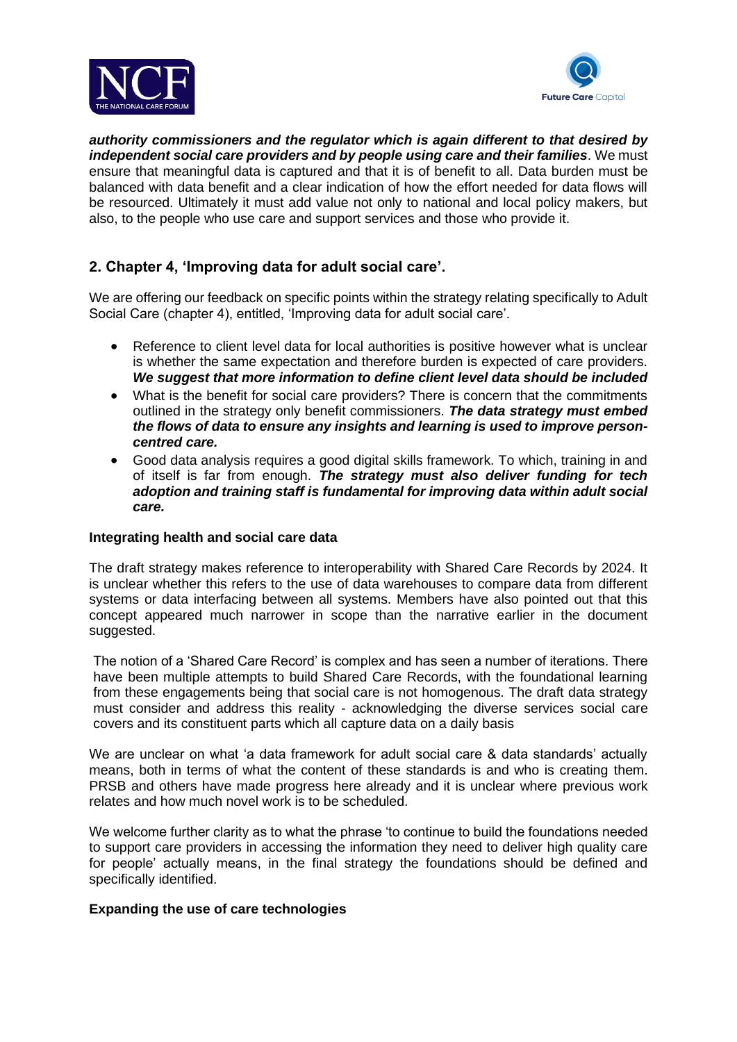***authority commissioners and the regulator which is again different to that desired by independent social care providers and by people using care and their families***. We must ensure that meaningful data is captured and that it is of benefit to all. Data burden must be balanced with data benefit and a clear indication of how the effort needed for data flows will be resourced. Ultimately it must add value not only to national and local policy makers, but also, to the people who use care and support services and those who provide it.

## 2. Chapter 4, 'Improving data for adult social care'.

We are offering our feedback on specific points within the strategy relating specifically to Adult Social Care (chapter 4), entitled, 'Improving data for adult social care'.

- Reference to client level data for local authorities is positive however what is unclear is whether the same expectation and therefore burden is expected of care providers. ***We suggest that more information to define client level data should be included***
- What is the benefit for social care providers? There is concern that the commitments outlined in the strategy only benefit commissioners. ***The data strategy must embed the flows of data to ensure any insights and learning is used to improve person-centred care.***
- Good data analysis requires a good digital skills framework. To which, training in and of itself is far from enough. ***The strategy must also deliver funding for tech adoption and training staff is fundamental for improving data within adult social care.***

**Integrating health and social care data**

The draft strategy makes reference to interoperability with Shared Care Records by 2024. It is unclear whether this refers to the use of data warehouses to compare data from different systems or data interfacing between all systems. Members have also pointed out that this concept appeared much narrower in scope than the narrative earlier in the document suggested.

The notion of a 'Shared Care Record' is complex and has seen a number of iterations. There have been multiple attempts to build Shared Care Records, with the foundational learning from these engagements being that social care is not homogenous. The draft data strategy must consider and address this reality - acknowledging the diverse services social care covers and its constituent parts which all capture data on a daily basis

We are unclear on what 'a data framework for adult social care & data standards' actually means, both in terms of what the content of these standards is and who is creating them. PRSB and others have made progress here already and it is unclear where previous work relates and how much novel work is to be scheduled.

We welcome further clarity as to what the phrase 'to continue to build the foundations needed to support care providers in accessing the information they need to deliver high quality care for people' actually means, in the final strategy the foundations should be defined and specifically identified.

**Expanding the use of care technologies**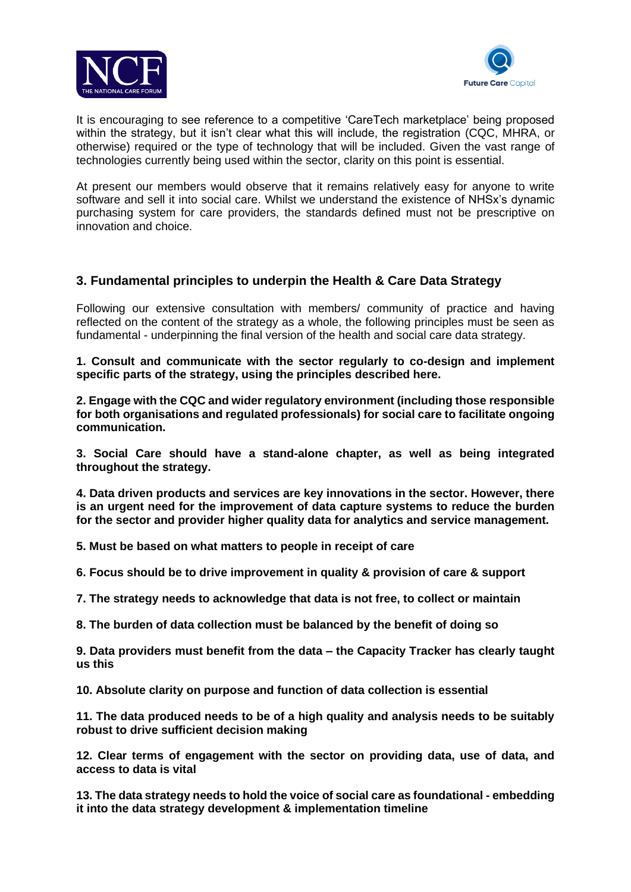It is encouraging to see reference to a competitive 'CareTech marketplace' being proposed within the strategy, but it isn't clear what this will include, the registration (CQC, MHRA, or otherwise) required or the type of technology that will be included. Given the vast range of technologies currently being used within the sector, clarity on this point is essential.

At present our members would observe that it remains relatively easy for anyone to write software and sell it into social care. Whilst we understand the existence of NHSx's dynamic purchasing system for care providers, the standards defined must not be prescriptive on innovation and choice.

### 3. Fundamental principles to underpin the Health & Care Data Strategy

Following our extensive consultation with members/ community of practice and having reflected on the content of the strategy as a whole, the following principles must be seen as fundamental - underpinning the final version of the health and social care data strategy.

**1. Consult and communicate with the sector regularly to co-design and implement specific parts of the strategy, using the principles described here.**

**2. Engage with the CQC and wider regulatory environment (including those responsible for both organisations and regulated professionals) for social care to facilitate ongoing communication.**

**3. Social Care should have a stand-alone chapter, as well as being integrated throughout the strategy.**

**4. Data driven products and services are key innovations in the sector. However, there is an urgent need for the improvement of data capture systems to reduce the burden for the sector and provider higher quality data for analytics and service management.**

**5. Must be based on what matters to people in receipt of care**

**6. Focus should be to drive improvement in quality & provision of care & support**

**7. The strategy needs to acknowledge that data is not free, to collect or maintain**

**8. The burden of data collection must be balanced by the benefit of doing so**

**9. Data providers must benefit from the data – the Capacity Tracker has clearly taught us this**

**10. Absolute clarity on purpose and function of data collection is essential**

**11. The data produced needs to be of a high quality and analysis needs to be suitably robust to drive sufficient decision making**

**12. Clear terms of engagement with the sector on providing data, use of data, and access to data is vital**

**13. The data strategy needs to hold the voice of social care as foundational - embedding it into the data strategy development & implementation timeline**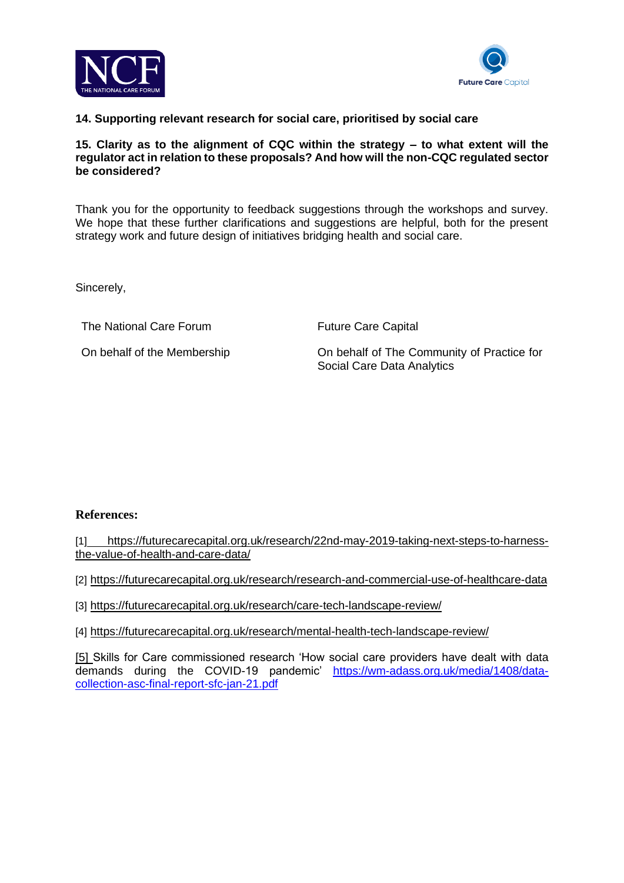**14. Supporting relevant research for social care, prioritised by social care**

**15. Clarity as to the alignment of CQC within the strategy – to what extent will the regulator act in relation to these proposals? And how will the non-CQC regulated sector be considered?**

Thank you for the opportunity to feedback suggestions through the workshops and survey. We hope that these further clarifications and suggestions are helpful, both for the present strategy work and future design of initiatives bridging health and social care.

Sincerely,

| | |
|---|---|
| The National Care Forum | Future Care Capital |
| On behalf of the Membership | On behalf of The Community of Practice for Social Care Data Analytics |

**References:**

[1] https://futurecarecapital.org.uk/research/22nd-may-2019-taking-next-steps-to-harness-the-value-of-health-and-care-data/

[2] https://futurecarecapital.org.uk/research/research-and-commercial-use-of-healthcare-data

[3] https://futurecarecapital.org.uk/research/care-tech-landscape-review/

[4] https://futurecarecapital.org.uk/research/mental-health-tech-landscape-review/

[5] Skills for Care commissioned research 'How social care providers have dealt with data demands during the COVID-19 pandemic' https://wm-adass.org.uk/media/1408/data-collection-asc-final-report-sfc-jan-21.pdf